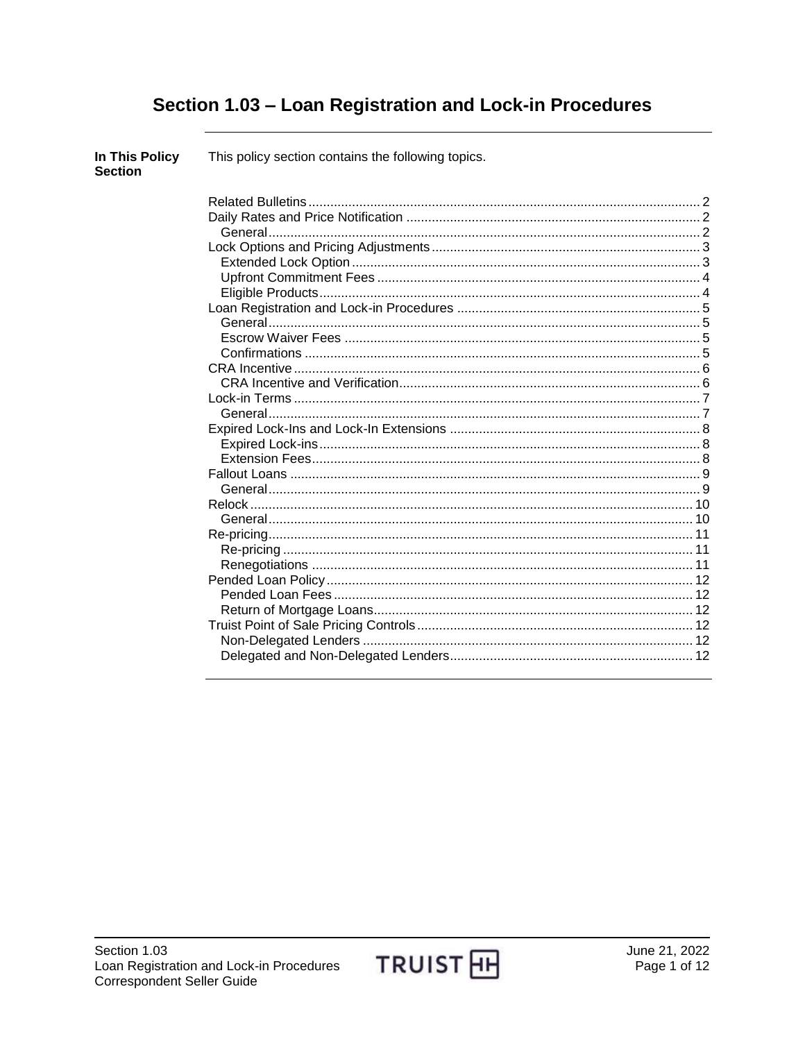# Section 1.03 – Loan Registration and Lock-in Procedures

**In This Policy Section**

This policy section contains the following topics.

- Related Bulletins ... 2
- Daily Rates and Price Notification ... 2
  - General ... 2
- Lock Options and Pricing Adjustments ... 3
  - Extended Lock Option ... 3
  - Upfront Commitment Fees ... 4
  - Eligible Products ... 4
- Loan Registration and Lock-in Procedures ... 5
  - General ... 5
  - Escrow Waiver Fees ... 5
  - Confirmations ... 5
- CRA Incentive ... 6
  - CRA Incentive and Verification ... 6
- Lock-in Terms ... 7
  - General ... 7
- Expired Lock-Ins and Lock-In Extensions ... 8
  - Expired Lock-ins ... 8
  - Extension Fees ... 8
- Fallout Loans ... 9
  - General ... 9
- Relock ... 10
  - General ... 10
- Re-pricing ... 11
  - Re-pricing ... 11
  - Renegotiations ... 11
- Pended Loan Policy ... 12
  - Pended Loan Fees ... 12
  - Return of Mortgage Loans ... 12
- Truist Point of Sale Pricing Controls ... 12
  - Non-Delegated Lenders ... 12
  - Delegated and Non-Delegated Lenders ... 12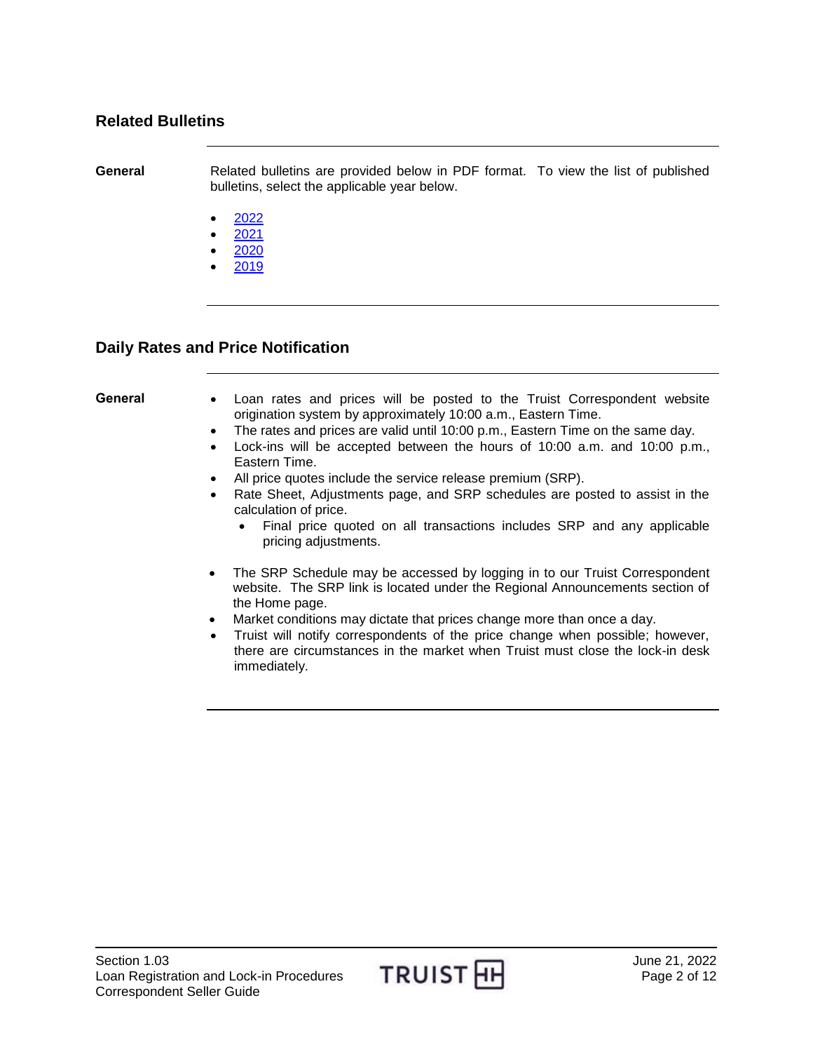## Related Bulletins

**General**

Related bulletins are provided below in PDF format. To view the list of published bulletins, select the applicable year below.

- 2022
- 2021
- 2020
- 2019

## Daily Rates and Price Notification

**General**

- Loan rates and prices will be posted to the Truist Correspondent website origination system by approximately 10:00 a.m., Eastern Time.
- The rates and prices are valid until 10:00 p.m., Eastern Time on the same day.
- Lock-ins will be accepted between the hours of 10:00 a.m. and 10:00 p.m., Eastern Time.
- All price quotes include the service release premium (SRP).
- Rate Sheet, Adjustments page, and SRP schedules are posted to assist in the calculation of price.
  - Final price quoted on all transactions includes SRP and any applicable pricing adjustments.
- The SRP Schedule may be accessed by logging in to our Truist Correspondent website. The SRP link is located under the Regional Announcements section of the Home page.
- Market conditions may dictate that prices change more than once a day.
- Truist will notify correspondents of the price change when possible; however, there are circumstances in the market when Truist must close the lock-in desk immediately.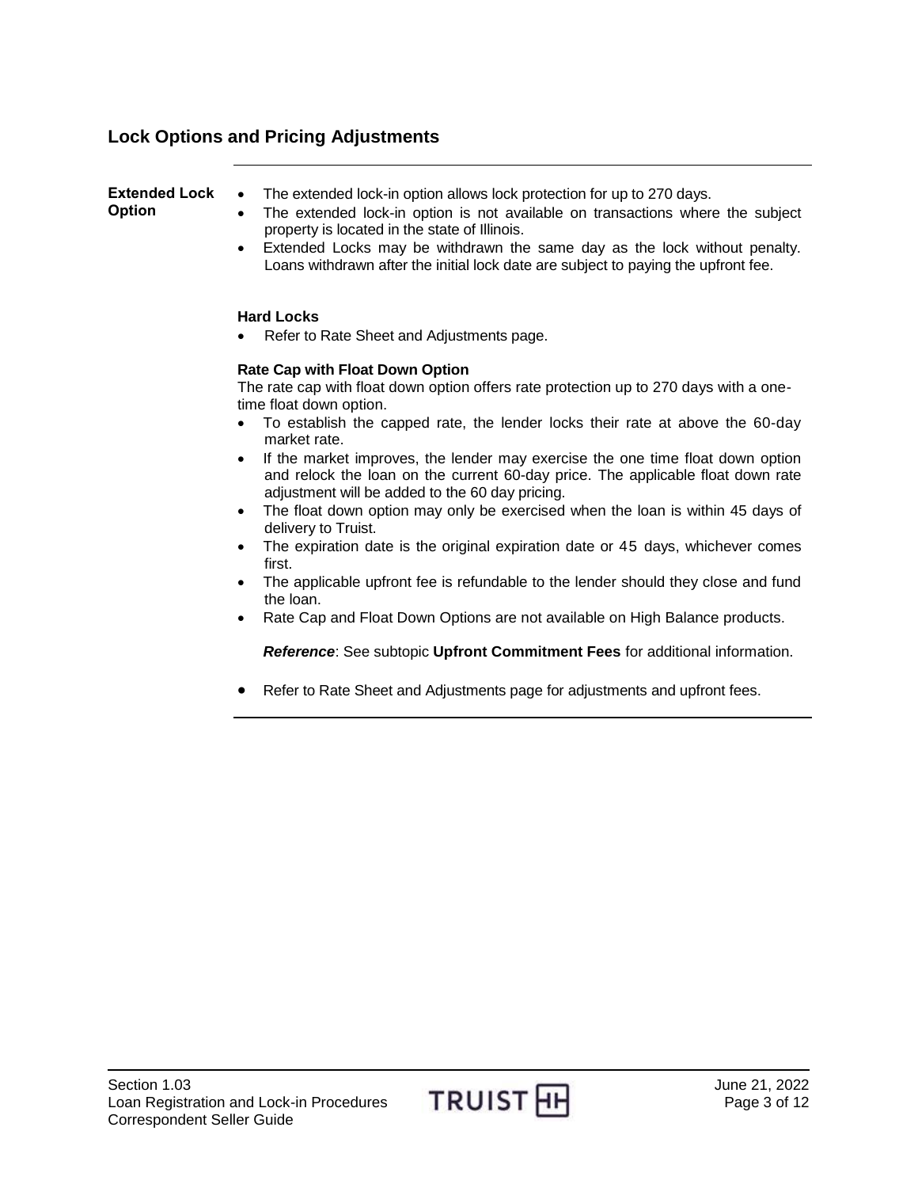## Lock Options and Pricing Adjustments

**Extended Lock Option**

- The extended lock-in option allows lock protection for up to 270 days.
- The extended lock-in option is not available on transactions where the subject property is located in the state of Illinois.
- Extended Locks may be withdrawn the same day as the lock without penalty. Loans withdrawn after the initial lock date are subject to paying the upfront fee.

**Hard Locks**

- Refer to Rate Sheet and Adjustments page.

**Rate Cap with Float Down Option**

The rate cap with float down option offers rate protection up to 270 days with a one-time float down option.

- To establish the capped rate, the lender locks their rate at above the 60-day market rate.
- If the market improves, the lender may exercise the one time float down option and relock the loan on the current 60-day price. The applicable float down rate adjustment will be added to the 60 day pricing.
- The float down option may only be exercised when the loan is within 45 days of delivery to Truist.
- The expiration date is the original expiration date or 45 days, whichever comes first.
- The applicable upfront fee is refundable to the lender should they close and fund the loan.
- Rate Cap and Float Down Options are not available on High Balance products.

***Reference***: See subtopic **Upfront Commitment Fees** for additional information.

- Refer to Rate Sheet and Adjustments page for adjustments and upfront fees.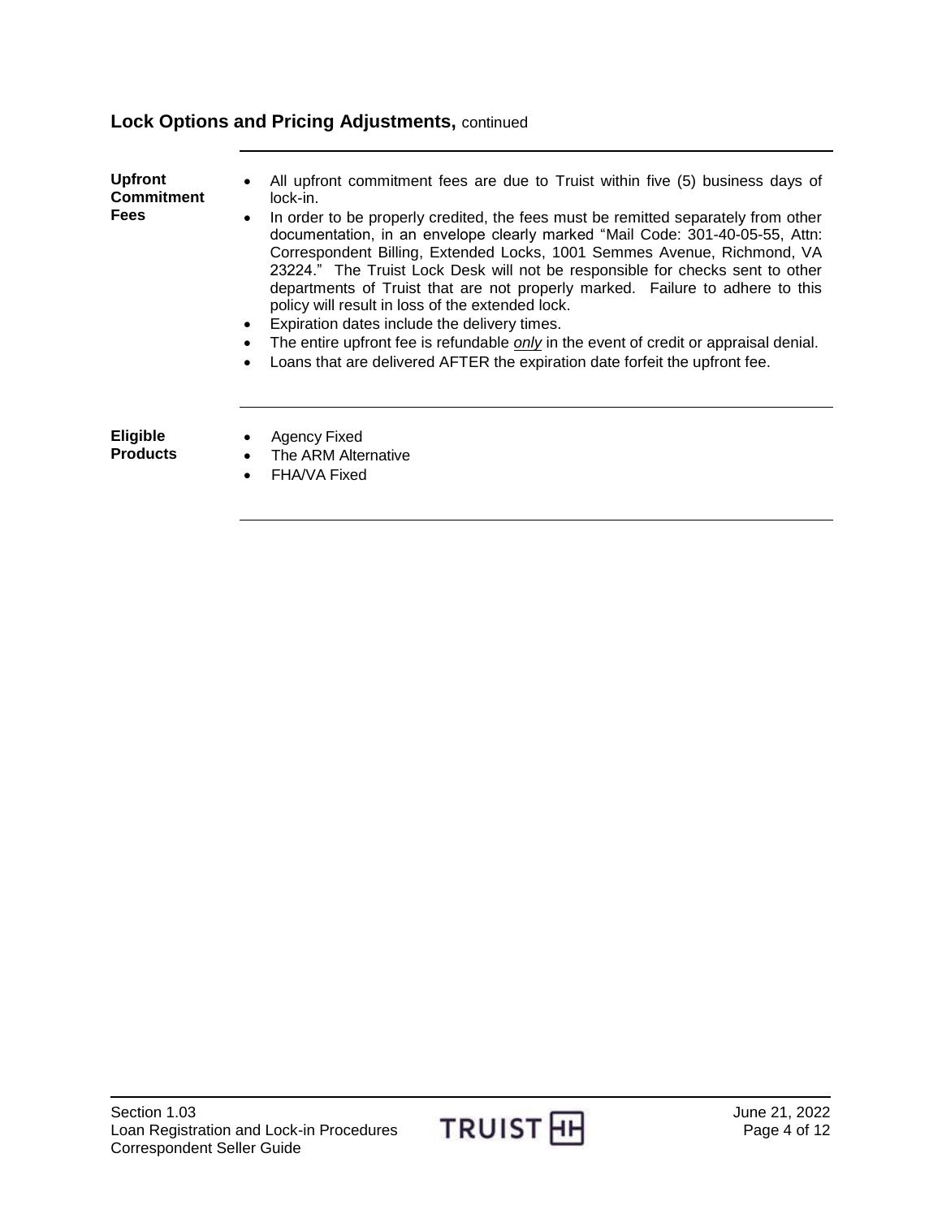## Lock Options and Pricing Adjustments, continued

**Upfront Commitment Fees**

- All upfront commitment fees are due to Truist within five (5) business days of lock-in.
- In order to be properly credited, the fees must be remitted separately from other documentation, in an envelope clearly marked "Mail Code: 301-40-05-55, Attn: Correspondent Billing, Extended Locks, 1001 Semmes Avenue, Richmond, VA 23224." The Truist Lock Desk will not be responsible for checks sent to other departments of Truist that are not properly marked. Failure to adhere to this policy will result in loss of the extended lock.
- Expiration dates include the delivery times.
- The entire upfront fee is refundable *only* in the event of credit or appraisal denial.
- Loans that are delivered AFTER the expiration date forfeit the upfront fee.

**Eligible Products**

- Agency Fixed
- The ARM Alternative
- FHA/VA Fixed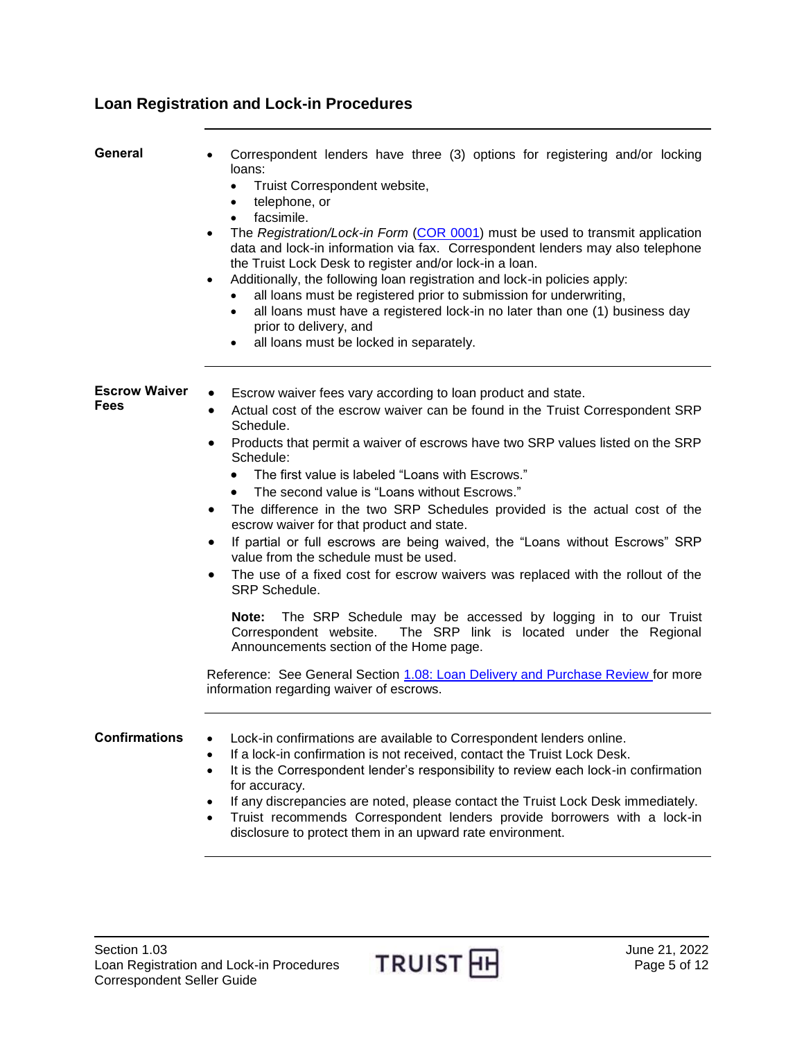## Loan Registration and Lock-in Procedures

### General

- Correspondent lenders have three (3) options for registering and/or locking loans:
  - Truist Correspondent website,
  - telephone, or
  - facsimile.
- The *Registration/Lock-in Form* (COR 0001) must be used to transmit application data and lock-in information via fax. Correspondent lenders may also telephone the Truist Lock Desk to register and/or lock-in a loan.
- Additionally, the following loan registration and lock-in policies apply:
  - all loans must be registered prior to submission for underwriting,
  - all loans must have a registered lock-in no later than one (1) business day prior to delivery, and
  - all loans must be locked in separately.

### Escrow Waiver Fees

- Escrow waiver fees vary according to loan product and state.
- Actual cost of the escrow waiver can be found in the Truist Correspondent SRP Schedule.
- Products that permit a waiver of escrows have two SRP values listed on the SRP Schedule:
  - The first value is labeled "Loans with Escrows."
  - The second value is "Loans without Escrows."
- The difference in the two SRP Schedules provided is the actual cost of the escrow waiver for that product and state.
- If partial or full escrows are being waived, the "Loans without Escrows" SRP value from the schedule must be used.
- The use of a fixed cost for escrow waivers was replaced with the rollout of the SRP Schedule.

  **Note:** The SRP Schedule may be accessed by logging in to our Truist Correspondent website. The SRP link is located under the Regional Announcements section of the Home page.

Reference: See General Section 1.08: Loan Delivery and Purchase Review for more information regarding waiver of escrows.

### Confirmations

- Lock-in confirmations are available to Correspondent lenders online.
- If a lock-in confirmation is not received, contact the Truist Lock Desk.
- It is the Correspondent lender's responsibility to review each lock-in confirmation for accuracy.
- If any discrepancies are noted, please contact the Truist Lock Desk immediately.
- Truist recommends Correspondent lenders provide borrowers with a lock-in disclosure to protect them in an upward rate environment.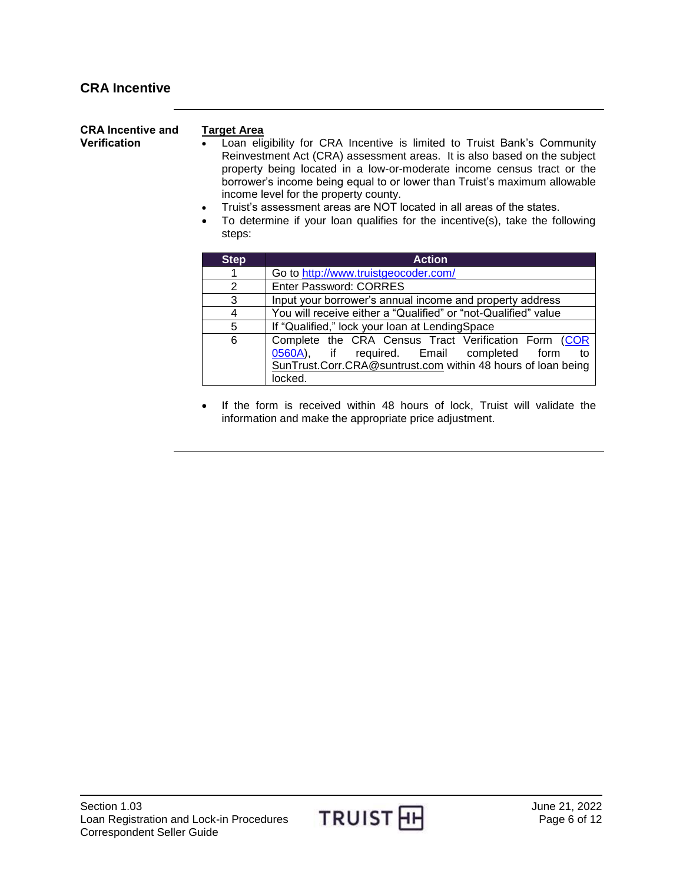## CRA Incentive

**CRA Incentive and Verification**

**Target Area**

- Loan eligibility for CRA Incentive is limited to Truist Bank's Community Reinvestment Act (CRA) assessment areas. It is also based on the subject property being located in a low-or-moderate income census tract or the borrower's income being equal to or lower than Truist's maximum allowable income level for the property county.
- Truist's assessment areas are NOT located in all areas of the states.
- To determine if your loan qualifies for the incentive(s), take the following steps:

| Step | Action |
|---|---|
| 1 | Go to http://www.truistgeocoder.com/ |
| 2 | Enter Password: CORRES |
| 3 | Input your borrower's annual income and property address |
| 4 | You will receive either a "Qualified" or "not-Qualified" value |
| 5 | If "Qualified," lock your loan at LendingSpace |
| 6 | Complete the CRA Census Tract Verification Form (COR 0560A), if required. Email completed form to SunTrust.Corr.CRA@suntrust.com within 48 hours of loan being locked. |

- If the form is received within 48 hours of lock, Truist will validate the information and make the appropriate price adjustment.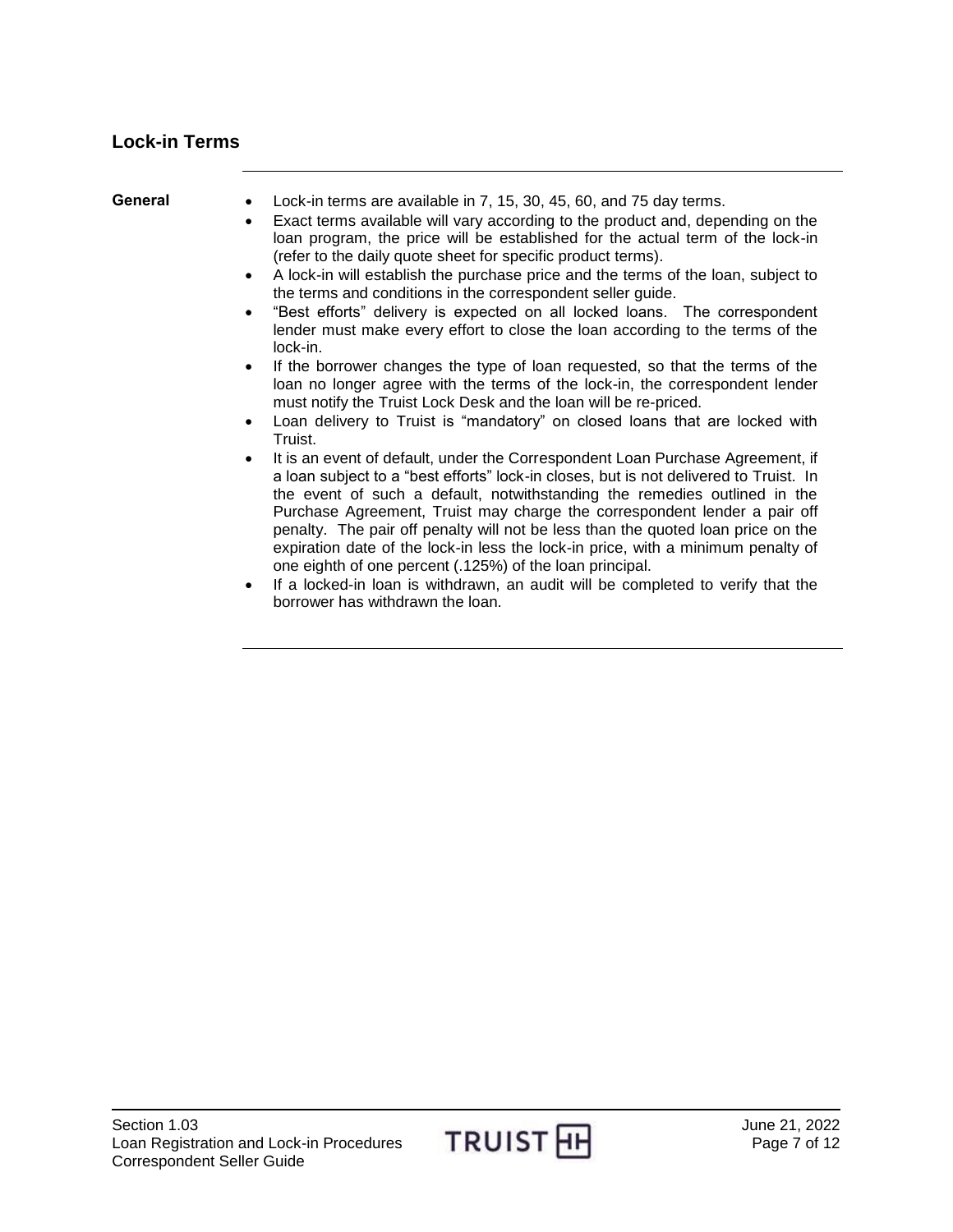## Lock-in Terms

**General**

- Lock-in terms are available in 7, 15, 30, 45, 60, and 75 day terms.
- Exact terms available will vary according to the product and, depending on the loan program, the price will be established for the actual term of the lock-in (refer to the daily quote sheet for specific product terms).
- A lock-in will establish the purchase price and the terms of the loan, subject to the terms and conditions in the correspondent seller guide.
- "Best efforts" delivery is expected on all locked loans. The correspondent lender must make every effort to close the loan according to the terms of the lock-in.
- If the borrower changes the type of loan requested, so that the terms of the loan no longer agree with the terms of the lock-in, the correspondent lender must notify the Truist Lock Desk and the loan will be re-priced.
- Loan delivery to Truist is "mandatory" on closed loans that are locked with Truist.
- It is an event of default, under the Correspondent Loan Purchase Agreement, if a loan subject to a "best efforts" lock-in closes, but is not delivered to Truist. In the event of such a default, notwithstanding the remedies outlined in the Purchase Agreement, Truist may charge the correspondent lender a pair off penalty. The pair off penalty will not be less than the quoted loan price on the expiration date of the lock-in less the lock-in price, with a minimum penalty of one eighth of one percent (.125%) of the loan principal.
- If a locked-in loan is withdrawn, an audit will be completed to verify that the borrower has withdrawn the loan.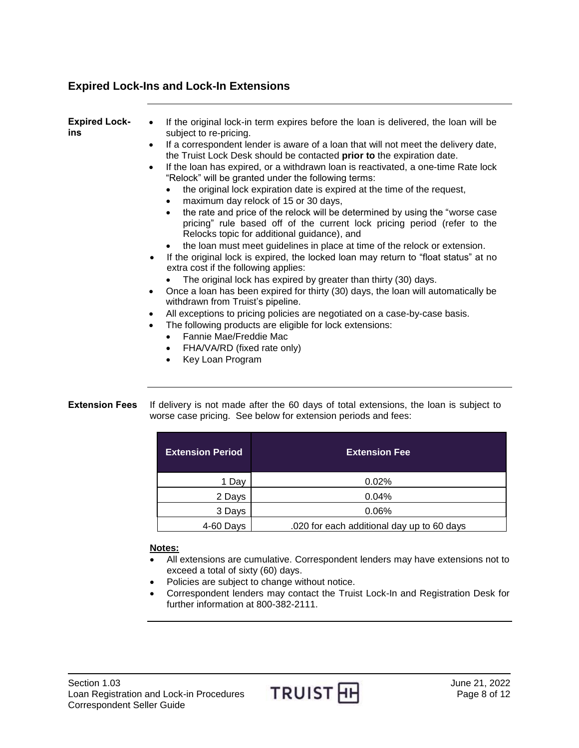## Expired Lock-Ins and Lock-In Extensions

**Expired Lock-ins**

- If the original lock-in term expires before the loan is delivered, the loan will be subject to re-pricing.
- If a correspondent lender is aware of a loan that will not meet the delivery date, the Truist Lock Desk should be contacted **prior to** the expiration date.
- If the loan has expired, or a withdrawn loan is reactivated, a one-time Rate lock "Relock" will be granted under the following terms:
  - the original lock expiration date is expired at the time of the request,
  - maximum day relock of 15 or 30 days,
  - the rate and price of the relock will be determined by using the "worse case pricing" rule based off of the current lock pricing period (refer to the Relocks topic for additional guidance), and
  - the loan must meet guidelines in place at time of the relock or extension.
- If the original lock is expired, the locked loan may return to "float status" at no extra cost if the following applies:
  - The original lock has expired by greater than thirty (30) days.
- Once a loan has been expired for thirty (30) days, the loan will automatically be withdrawn from Truist's pipeline.
- All exceptions to pricing policies are negotiated on a case-by-case basis.
- The following products are eligible for lock extensions:
  - Fannie Mae/Freddie Mac
  - FHA/VA/RD (fixed rate only)
  - Key Loan Program

**Extension Fees**

If delivery is not made after the 60 days of total extensions, the loan is subject to worse case pricing. See below for extension periods and fees:

| Extension Period | Extension Fee |
|---|---|
| 1 Day | 0.02% |
| 2 Days | 0.04% |
| 3 Days | 0.06% |
| 4-60 Days | .020 for each additional day up to 60 days |

**Notes:**

- All extensions are cumulative. Correspondent lenders may have extensions not to exceed a total of sixty (60) days.
- Policies are subject to change without notice.
- Correspondent lenders may contact the Truist Lock-In and Registration Desk for further information at 800-382-2111.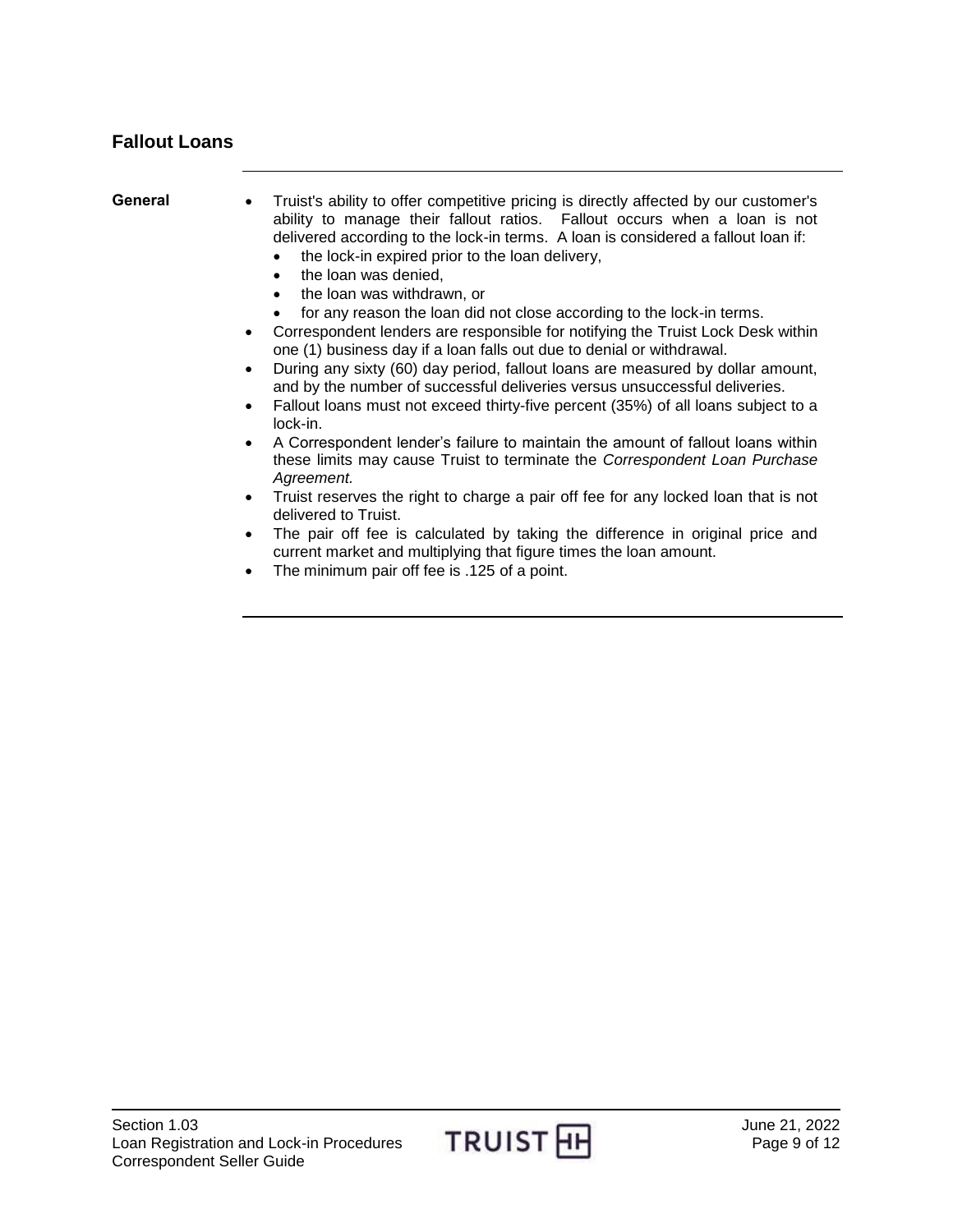## Fallout Loans

**General**

- Truist's ability to offer competitive pricing is directly affected by our customer's ability to manage their fallout ratios. Fallout occurs when a loan is not delivered according to the lock-in terms. A loan is considered a fallout loan if:
  - the lock-in expired prior to the loan delivery,
  - the loan was denied,
  - the loan was withdrawn, or
  - for any reason the loan did not close according to the lock-in terms.
- Correspondent lenders are responsible for notifying the Truist Lock Desk within one (1) business day if a loan falls out due to denial or withdrawal.
- During any sixty (60) day period, fallout loans are measured by dollar amount, and by the number of successful deliveries versus unsuccessful deliveries.
- Fallout loans must not exceed thirty-five percent (35%) of all loans subject to a lock-in.
- A Correspondent lender's failure to maintain the amount of fallout loans within these limits may cause Truist to terminate the *Correspondent Loan Purchase Agreement.*
- Truist reserves the right to charge a pair off fee for any locked loan that is not delivered to Truist.
- The pair off fee is calculated by taking the difference in original price and current market and multiplying that figure times the loan amount.
- The minimum pair off fee is .125 of a point.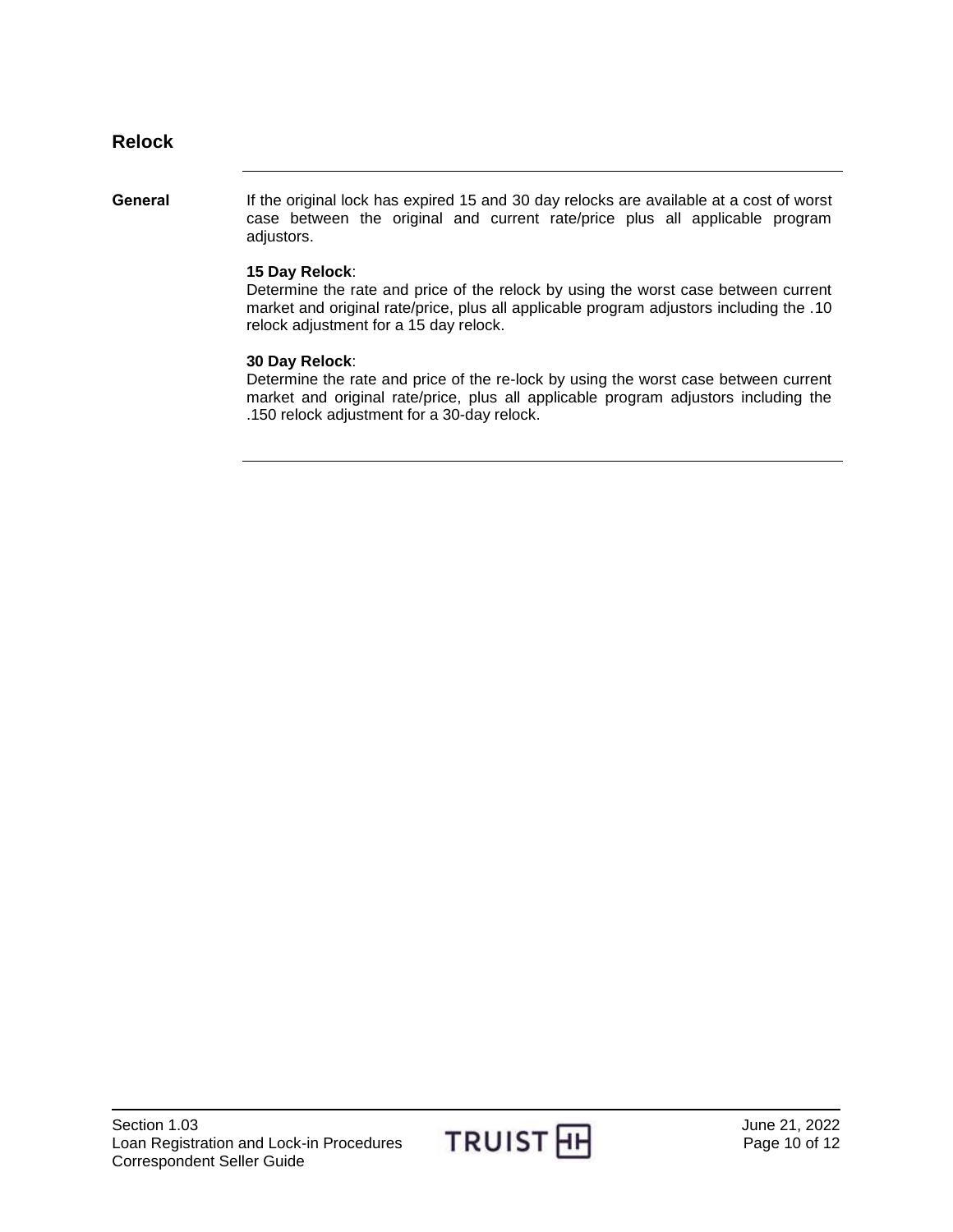## Relock

**General**

If the original lock has expired 15 and 30 day relocks are available at a cost of worst case between the original and current rate/price plus all applicable program adjustors.

**15 Day Relock**:
Determine the rate and price of the relock by using the worst case between current market and original rate/price, plus all applicable program adjustors including the .10 relock adjustment for a 15 day relock.

**30 Day Relock**:
Determine the rate and price of the re-lock by using the worst case between current market and original rate/price, plus all applicable program adjustors including the .150 relock adjustment for a 30-day relock.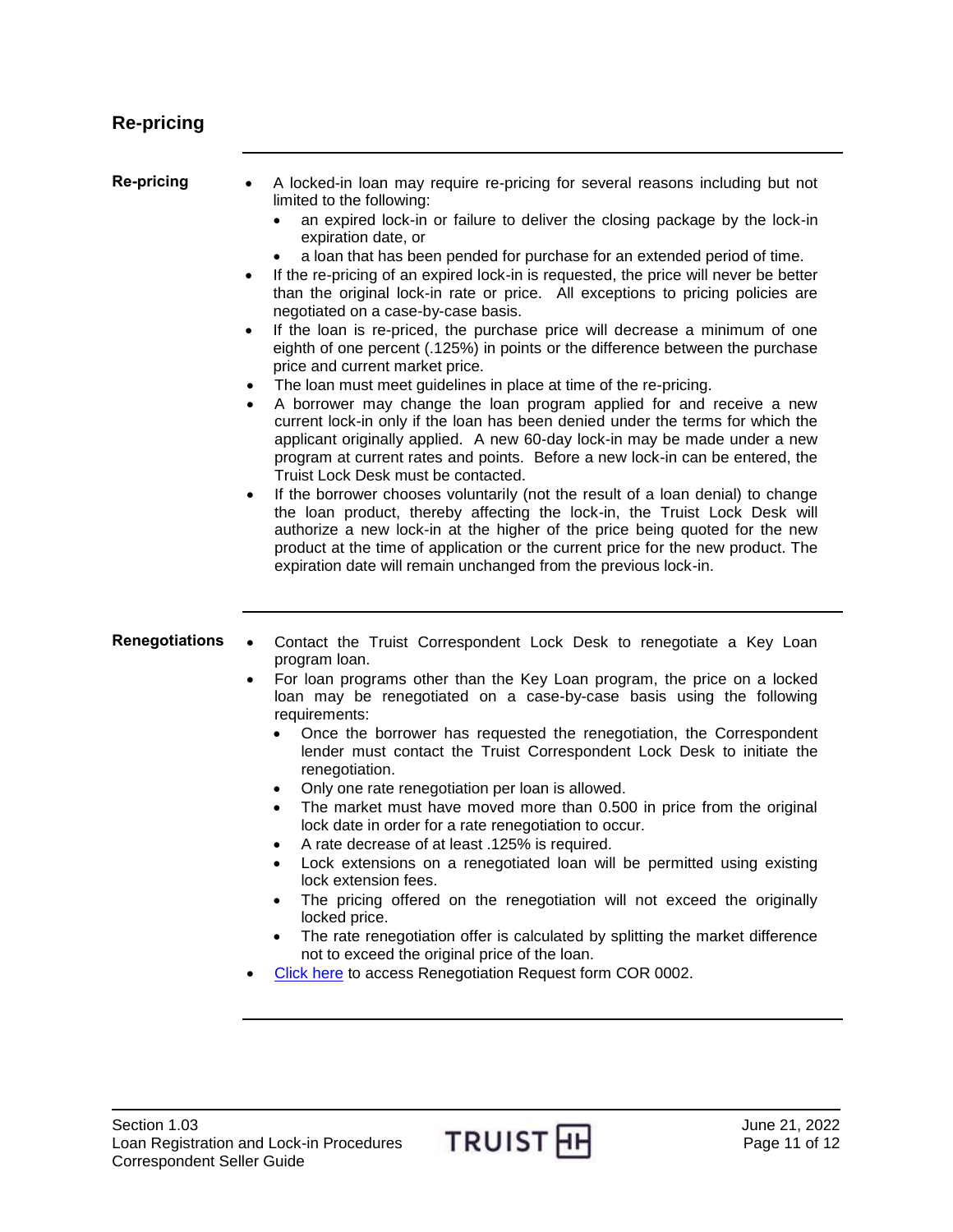## Re-pricing

### Re-pricing

- A locked-in loan may require re-pricing for several reasons including but not limited to the following:
  - an expired lock-in or failure to deliver the closing package by the lock-in expiration date, or
  - a loan that has been pended for purchase for an extended period of time.
- If the re-pricing of an expired lock-in is requested, the price will never be better than the original lock-in rate or price. All exceptions to pricing policies are negotiated on a case-by-case basis.
- If the loan is re-priced, the purchase price will decrease a minimum of one eighth of one percent (.125%) in points or the difference between the purchase price and current market price.
- The loan must meet guidelines in place at time of the re-pricing.
- A borrower may change the loan program applied for and receive a new current lock-in only if the loan has been denied under the terms for which the applicant originally applied. A new 60-day lock-in may be made under a new program at current rates and points. Before a new lock-in can be entered, the Truist Lock Desk must be contacted.
- If the borrower chooses voluntarily (not the result of a loan denial) to change the loan product, thereby affecting the lock-in, the Truist Lock Desk will authorize a new lock-in at the higher of the price being quoted for the new product at the time of application or the current price for the new product. The expiration date will remain unchanged from the previous lock-in.

### Renegotiations

- Contact the Truist Correspondent Lock Desk to renegotiate a Key Loan program loan.
- For loan programs other than the Key Loan program, the price on a locked loan may be renegotiated on a case-by-case basis using the following requirements:
  - Once the borrower has requested the renegotiation, the Correspondent lender must contact the Truist Correspondent Lock Desk to initiate the renegotiation.
  - Only one rate renegotiation per loan is allowed.
  - The market must have moved more than 0.500 in price from the original lock date in order for a rate renegotiation to occur.
  - A rate decrease of at least .125% is required.
  - Lock extensions on a renegotiated loan will be permitted using existing lock extension fees.
  - The pricing offered on the renegotiation will not exceed the originally locked price.
  - The rate renegotiation offer is calculated by splitting the market difference not to exceed the original price of the loan.
- Click here to access Renegotiation Request form COR 0002.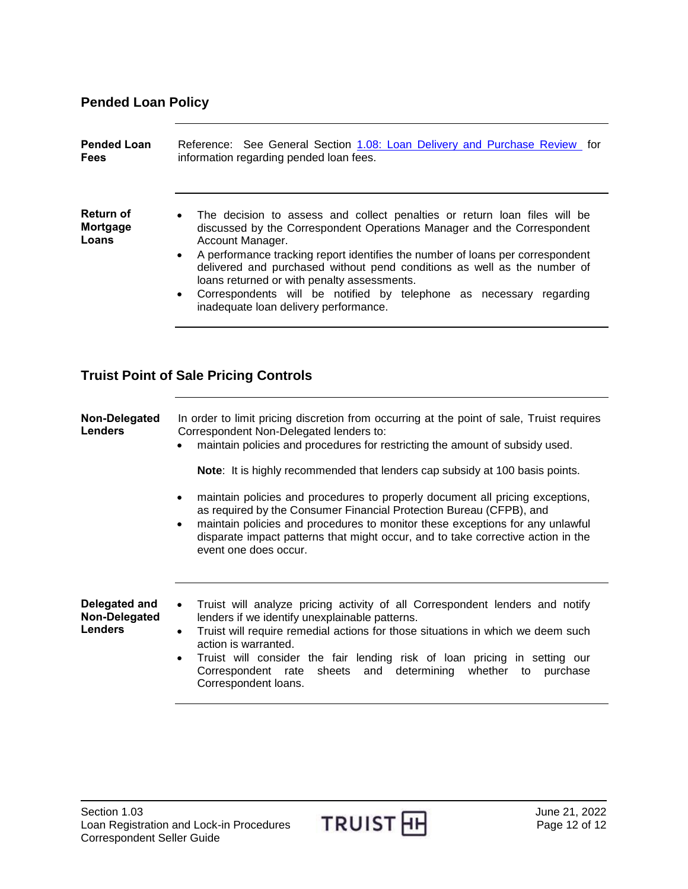## Pended Loan Policy

**Pended Loan Fees**

Reference: See General Section 1.08: Loan Delivery and Purchase Review for information regarding pended loan fees.

**Return of Mortgage Loans**

- The decision to assess and collect penalties or return loan files will be discussed by the Correspondent Operations Manager and the Correspondent Account Manager.
- A performance tracking report identifies the number of loans per correspondent delivered and purchased without pend conditions as well as the number of loans returned or with penalty assessments.
- Correspondents will be notified by telephone as necessary regarding inadequate loan delivery performance.

## Truist Point of Sale Pricing Controls

**Non-Delegated Lenders**

In order to limit pricing discretion from occurring at the point of sale, Truist requires Correspondent Non-Delegated lenders to:

- maintain policies and procedures for restricting the amount of subsidy used.

  **Note**: It is highly recommended that lenders cap subsidy at 100 basis points.

- maintain policies and procedures to properly document all pricing exceptions, as required by the Consumer Financial Protection Bureau (CFPB), and
- maintain policies and procedures to monitor these exceptions for any unlawful disparate impact patterns that might occur, and to take corrective action in the event one does occur.

**Delegated and Non-Delegated Lenders**

- Truist will analyze pricing activity of all Correspondent lenders and notify lenders if we identify unexplainable patterns.
- Truist will require remedial actions for those situations in which we deem such action is warranted.
- Truist will consider the fair lending risk of loan pricing in setting our Correspondent rate sheets and determining whether to purchase Correspondent loans.